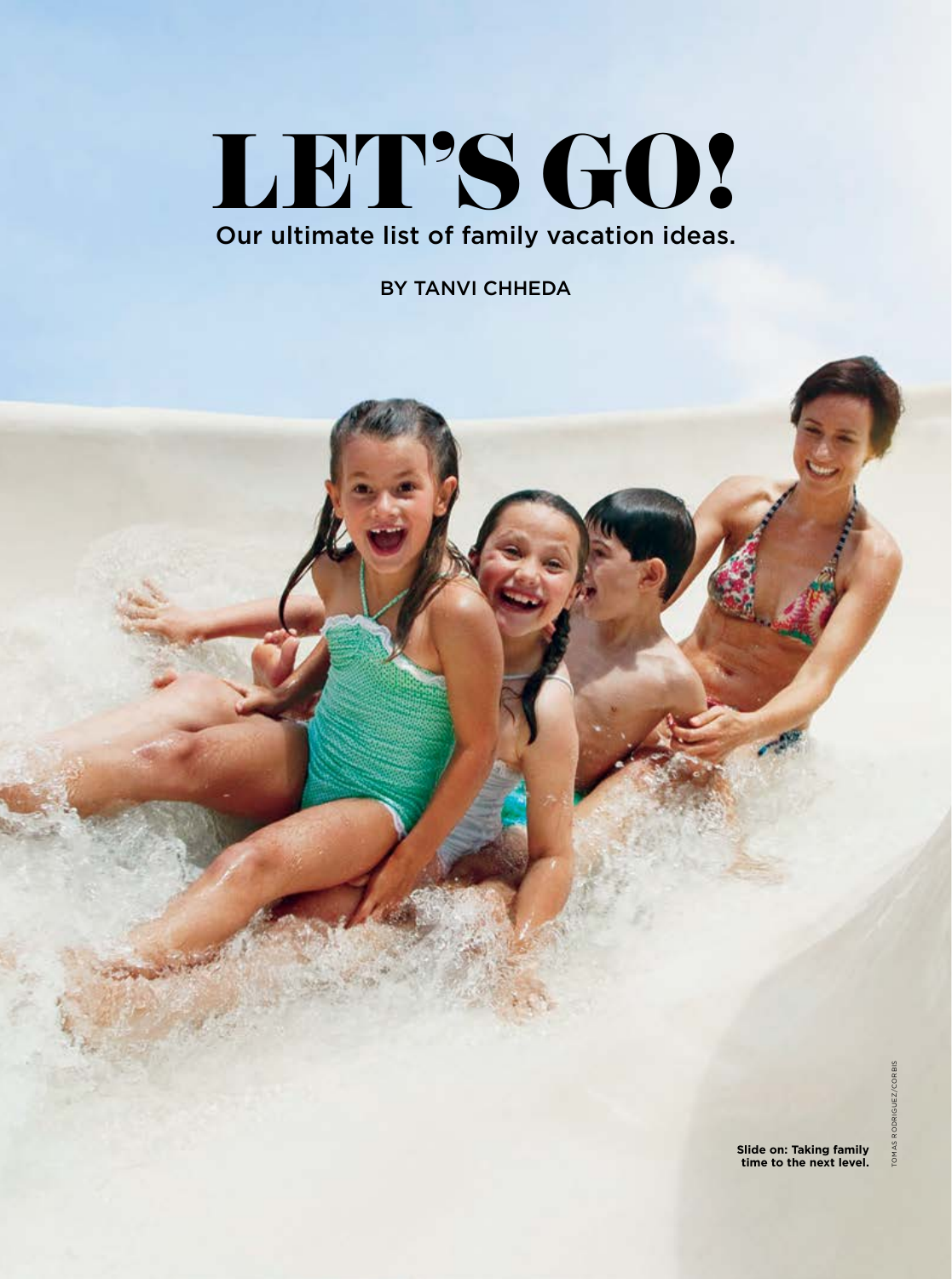# LET'S GO!

Our ultimate list of family vacation ideas.

BY TANVI CHHEDA

**Slide on: Taking family time to the next level.**

TOMAS RODRIGUEZ/CORBIS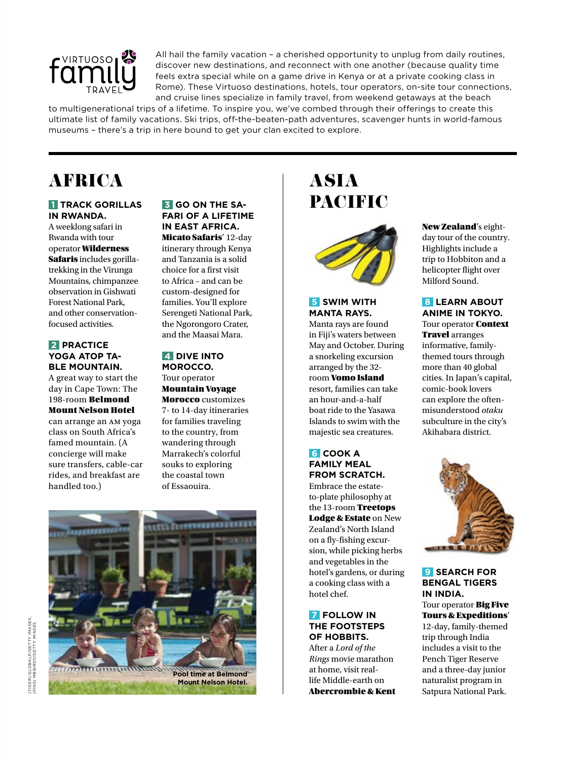VIRTUOSO family TRAVEL

All hail the family vacation – a cherished opportunity to unplug from daily routines, discover new destinations, and reconnect with one another (because quality time feels extra special while on a game drive in Kenya or at a private cooking class in Rome). These Virtuoso destinations, hotels, tour operators, on-site tour connections, and cruise lines specialize in family travel, from weekend getaways at the beach to multigenerational trips of a lifetime. To inspire you, we've combed through their offerings to create this ultimate list of family vacations. Ski trips, off-the-beaten-path adventures, scavenger hunts in world-famous museums – there's a trip in here bound to get your clan excited to explore.

## AFRICA

### 1 TRACK GORILLAS IN RWANDA.

A weeklong safari in Rwanda with tour operator **Wilderness Safaris** includes gorilla-trekking in the Virunga Mountains, chimpanzee observation in Gishwati Forest National Park, and other conservation-focused activities.

### 2 PRACTICE YOGA ATOP TABLE MOUNTAIN.

A great way to start the day in Cape Town: The 198-room **Belmond Mount Nelson Hotel** can arrange an AM yoga class on South Africa's famed mountain. (A concierge will make sure transfers, cable-car rides, and breakfast are handled too.)

### 3 GO ON THE SAFARI OF A LIFETIME IN EAST AFRICA.

**Micato Safaris**' 12-day itinerary through Kenya and Tanzania is a solid choice for a first visit to Africa – and can be custom-designed for families. You'll explore Serengeti National Park, the Ngorongoro Crater, and the Maasai Mara.

### 4 DIVE INTO MOROCCO.

Tour operator **Mountain Voyage Morocco** customizes 7- to 14-day itineraries for families traveling to the country, from wandering through Marrakech's colorful souks to exploring the coastal town of Essaouira.

Pool time at Belmond Mount Nelson Hotel.

## ASIA PACIFIC

### 5 SWIM WITH MANTA RAYS.

Manta rays are found in Fiji's waters between May and October. During a snorkeling excursion arranged by the 32-room **Vomo Island** resort, families can take an hour-and-a-half boat ride to the Yasawa Islands to swim with the majestic sea creatures.

### 6 COOK A FAMILY MEAL FROM SCRATCH.

Embrace the estate-to-plate philosophy at the 13-room **Treetops Lodge & Estate** on New Zealand's North Island on a fly-fishing excursion, while picking herbs and vegetables in the hotel's gardens, or during a cooking class with a hotel chef.

### 7 FOLLOW IN THE FOOTSTEPS OF HOBBITS.

After a *Lord of the Rings* movie marathon at home, visit real-life Middle-earth on **Abercrombie & Kent New Zealand**'s eight-day tour of the country. Highlights include a trip to Hobbiton and a helicopter flight over Milford Sound.

### 8 LEARN ABOUT ANIME IN TOKYO.

Tour operator **Context Travel** arranges informative, family-themed tours through more than 40 global cities. In Japan's capital, comic-book lovers can explore the often-misunderstood *otaku* subculture in the city's Akihabara district.

### 9 SEARCH FOR BENGAL TIGERS IN INDIA.

Tour operator **Big Five Tours & Expeditions**' 12-day, family-themed trip through India includes a visit to the Pench Tiger Reserve and a three-day junior naturalist program in Satpura National Park.

(TIGER) GLOBALP/GETTY IMAGES, (FINS) MBBIRDY/GETTY IMAGES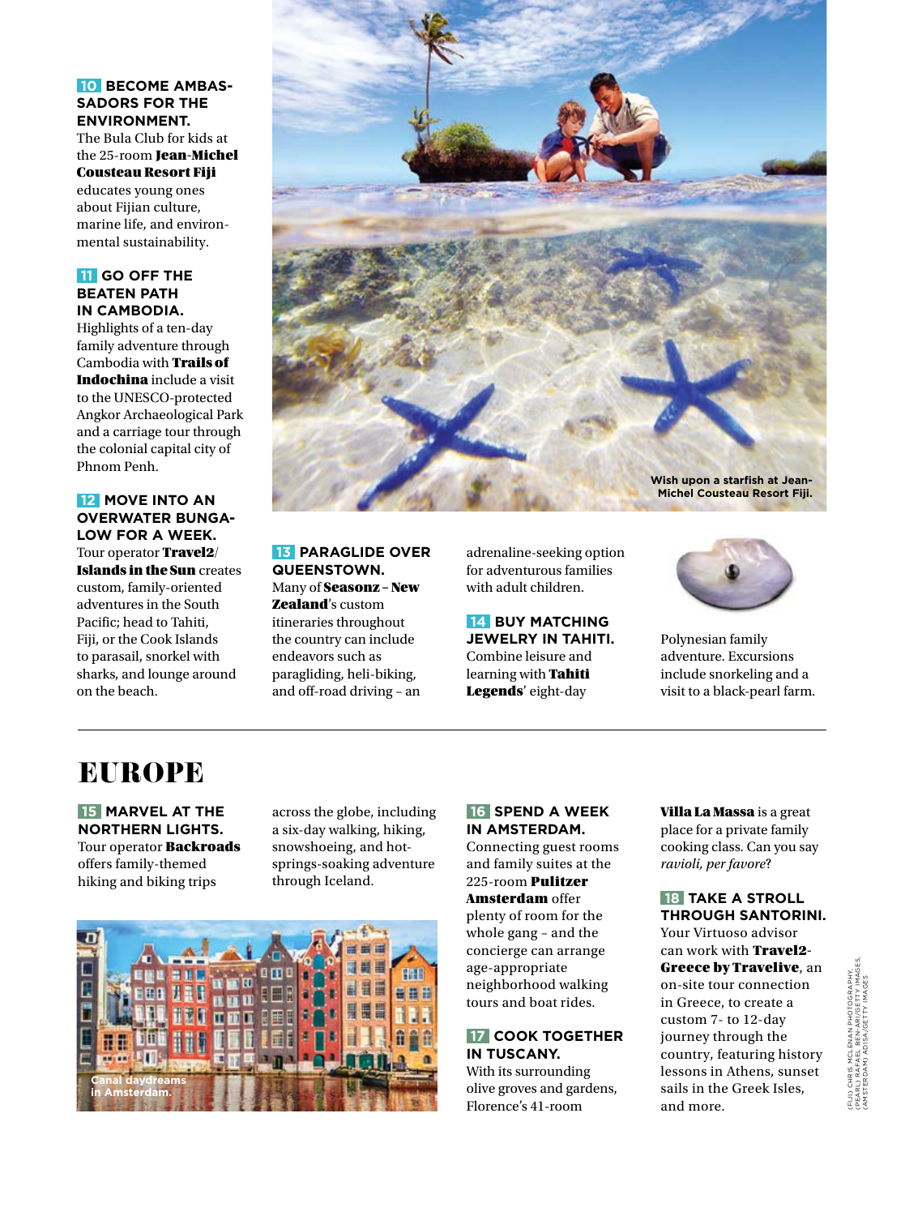**10 BECOME AMBASSADORS FOR THE ENVIRONMENT.**
The Bula Club for kids at the 25-room **Jean-Michel Cousteau Resort Fiji** educates young ones about Fijian culture, marine life, and environmental sustainability.

**11 GO OFF THE BEATEN PATH IN CAMBODIA.**
Highlights of a ten-day family adventure through Cambodia with **Trails of Indochina** include a visit to the UNESCO-protected Angkor Archaeological Park and a carriage tour through the colonial capital city of Phnom Penh.

**12 MOVE INTO AN OVERWATER BUNGALOW FOR A WEEK.**
Tour operator **Travel2/Islands in the Sun** creates custom, family-oriented adventures in the South Pacific; head to Tahiti, Fiji, or the Cook Islands to parasail, snorkel with sharks, and lounge around on the beach.

Wish upon a starfish at Jean-Michel Cousteau Resort Fiji.

**13 PARAGLIDE OVER QUEENSTOWN.**
Many of **Seasonz – New Zealand**'s custom itineraries throughout the country can include endeavors such as paragliding, heli-biking, and off-road driving – an adrenaline-seeking option for adventurous families with adult children.

**14 BUY MATCHING JEWELRY IN TAHITI.**
Combine leisure and learning with **Tahiti Legends**' eight-day Polynesian family adventure. Excursions include snorkeling and a visit to a black-pearl farm.

# EUROPE

**15 MARVEL AT THE NORTHERN LIGHTS.**
Tour operator **Backroads** offers family-themed hiking and biking trips across the globe, including a six-day walking, hiking, snowshoeing, and hot-springs-soaking adventure through Iceland.

Canal daydreams in Amsterdam.

**16 SPEND A WEEK IN AMSTERDAM.**
Connecting guest rooms and family suites at the 225-room **Pulitzer Amsterdam** offer plenty of room for the whole gang – and the concierge can arrange age-appropriate neighborhood walking tours and boat rides.

**17 COOK TOGETHER IN TUSCANY.**
With its surrounding olive groves and gardens, Florence's 41-room **Villa La Massa** is a great place for a private family cooking class. Can you say *ravioli, per favore*?

**18 TAKE A STROLL THROUGH SANTORINI.**
Your Virtuoso advisor can work with **Travel2-Greece by Travelive**, an on-site tour connection in Greece, to create a custom 7- to 12-day journey through the country, featuring history lessons in Athens, sunset sails in the Greek Isles, and more.

(FIJI) CHRIS MCLENNAN PHOTOGRAPHY, (PEARL) RAFAEL BEN-ARI/GETTY IMAGES, (AMSTERDAM) ADISA/GETTY IMAGES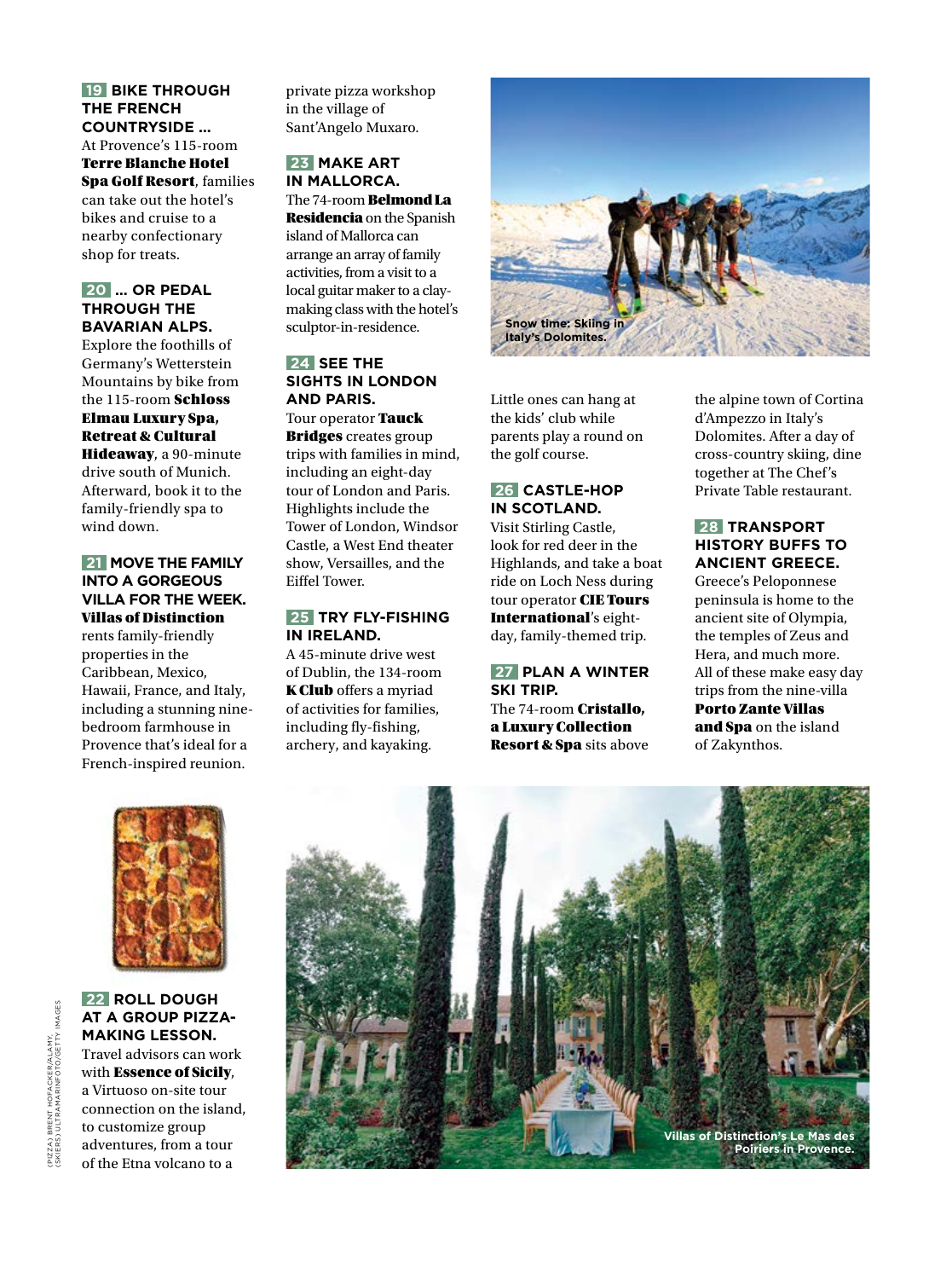## 19 BIKE THROUGH THE FRENCH COUNTRYSIDE ...

At Provence's 115-room **Terre Blanche Hotel Spa Golf Resort**, families can take out the hotel's bikes and cruise to a nearby confectionary shop for treats.

## 20 ... OR PEDAL THROUGH THE BAVARIAN ALPS.

Explore the foothills of Germany's Wetterstein Mountains by bike from the 115-room **Schloss Elmau Luxury Spa, Retreat & Cultural Hideaway**, a 90-minute drive south of Munich. Afterward, book it to the family-friendly spa to wind down.

## 21 MOVE THE FAMILY INTO A GORGEOUS VILLA FOR THE WEEK.

**Villas of Distinction** rents family-friendly properties in the Caribbean, Mexico, Hawaii, France, and Italy, including a stunning nine-bedroom farmhouse in Provence that's ideal for a French-inspired reunion.

## 22 ROLL DOUGH AT A GROUP PIZZA-MAKING LESSON.

Travel advisors can work with **Essence of Sicily**, a Virtuoso on-site tour connection on the island, to customize group adventures, from a tour of the Etna volcano to a private pizza workshop in the village of Sant'Angelo Muxaro.

## 23 MAKE ART IN MALLORCA.

The 74-room **Belmond La Residencia** on the Spanish island of Mallorca can arrange an array of family activities, from a visit to a local guitar maker to a clay-making class with the hotel's sculptor-in-residence.

## 24 SEE THE SIGHTS IN LONDON AND PARIS.

Tour operator **Tauck Bridges** creates group trips with families in mind, including an eight-day tour of London and Paris. Highlights include the Tower of London, Windsor Castle, a West End theater show, Versailles, and the Eiffel Tower.

## 25 TRY FLY-FISHING IN IRELAND.

A 45-minute drive west of Dublin, the 134-room **K Club** offers a myriad of activities for families, including fly-fishing, archery, and kayaking. Little ones can hang at the kids' club while parents play a round on the golf course.

Snow time: Skiing in Italy's Dolomites.

## 26 CASTLE-HOP IN SCOTLAND.

Visit Stirling Castle, look for red deer in the Highlands, and take a boat ride on Loch Ness during tour operator **CIE Tours International**'s eight-day, family-themed trip.

## 27 PLAN A WINTER SKI TRIP.

The 74-room **Cristallo, a Luxury Collection Resort & Spa** sits above the alpine town of Cortina d'Ampezzo in Italy's Dolomites. After a day of cross-country skiing, dine together at The Chef's Private Table restaurant.

## 28 TRANSPORT HISTORY BUFFS TO ANCIENT GREECE.

Greece's Peloponnese peninsula is home to the ancient site of Olympia, the temples of Zeus and Hera, and much more. All of these make easy day trips from the nine-villa **Porto Zante Villas and Spa** on the island of Zakynthos.

Villas of Distinction's Le Mas des Poiriers in Provence.

(PIZZA) BRENT HOFACKER/ALAMY. (SKIERS) ULTRAMARINFOTO/GETTY IMAGES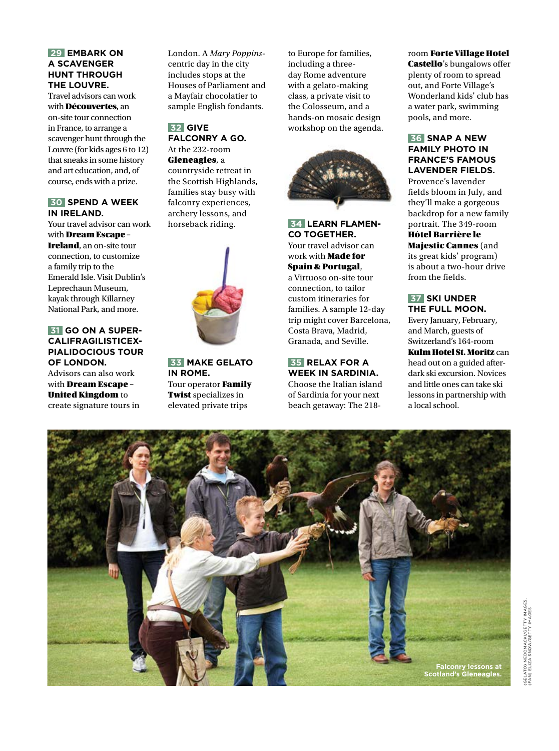### 29 EMBARK ON A SCAVENGER HUNT THROUGH THE LOUVRE.

Travel advisors can work with **Découvertes**, an on-site tour connection in France, to arrange a scavenger hunt through the Louvre (for kids ages 6 to 12) that sneaks in some history and art education, and, of course, ends with a prize.

### 30 SPEND A WEEK IN IRELAND.

Your travel advisor can work with **Dream Escape – Ireland**, an on-site tour connection, to customize a family trip to the Emerald Isle. Visit Dublin's Leprechaun Museum, kayak through Killarney National Park, and more.

### 31 GO ON A SUPER-CALIFRAGILISTICEX-PIALIDOCIOUS TOUR OF LONDON.

Advisors can also work with **Dream Escape – United Kingdom** to create signature tours in London. A *Mary Poppins*-centric day in the city includes stops at the Houses of Parliament and a Mayfair chocolatier to sample English fondants.

### 32 GIVE FALCONRY A GO.

At the 232-room **Gleneagles**, a countryside retreat in the Scottish Highlands, families stay busy with falconry experiences, archery lessons, and horseback riding.

### 33 MAKE GELATO IN ROME.

Tour operator **Family Twist** specializes in elevated private trips to Europe for families, including a three-day Rome adventure with a gelato-making class, a private visit to the Colosseum, and a hands-on mosaic design workshop on the agenda.

### 34 LEARN FLAMENCO TOGETHER.

Your travel advisor can work with **Made for Spain & Portugal**, a Virtuoso on-site tour connection, to tailor custom itineraries for families. A sample 12-day trip might cover Barcelona, Costa Brava, Madrid, Granada, and Seville.

### 35 RELAX FOR A WEEK IN SARDINIA.

Choose the Italian island of Sardinia for your next beach getaway: The 218-room **Forte Village Hotel Castello**'s bungalows offer plenty of room to spread out, and Forte Village's Wonderland kids' club has a water park, swimming pools, and more.

### 36 SNAP A NEW FAMILY PHOTO IN FRANCE'S FAMOUS LAVENDER FIELDS.

Provence's lavender fields bloom in July, and they'll make a gorgeous backdrop for a new family portrait. The 349-room **Hôtel Barrière le Majestic Cannes** (and its great kids' program) is about a two-hour drive from the fields.

### 37 SKI UNDER THE FULL MOON.

Every January, February, and March, guests of Switzerland's 164-room **Kulm Hotel St. Moritz** can head out on a guided after-dark ski excursion. Novices and little ones can take ski lessons in partnership with a local school.

Falconry lessons at Scotland's Gleneagles.

(GELATO) NEDOMACKI/GETTY IMAGES. (FAN) ELIZA SNOW/GETTY IMAGES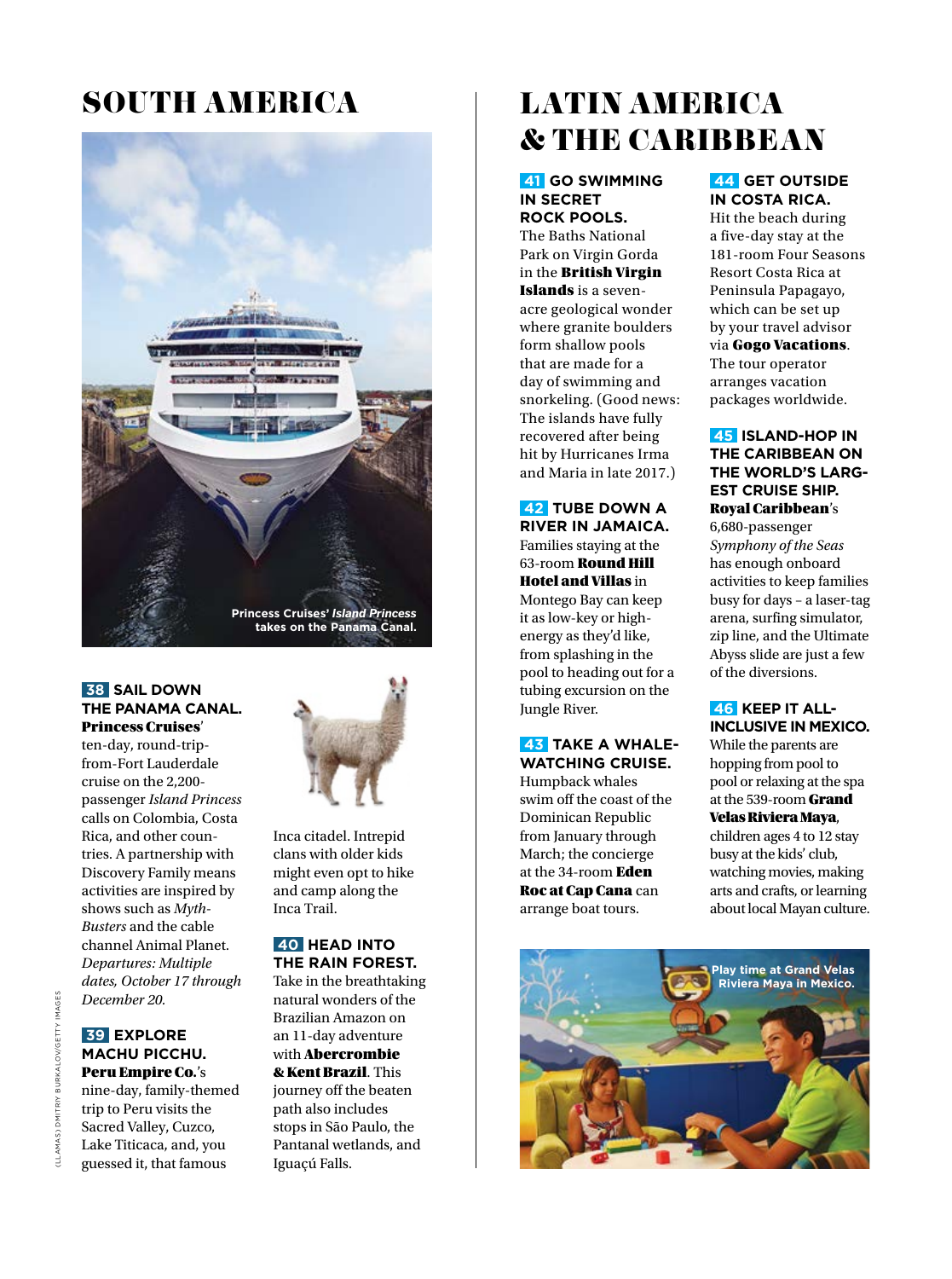# SOUTH AMERICA

Princess Cruises' *Island Princess* takes on the Panama Canal.

### 38 SAIL DOWN THE PANAMA CANAL.

**Princess Cruises**' ten-day, round-trip-from-Fort Lauderdale cruise on the 2,200-passenger *Island Princess* calls on Colombia, Costa Rica, and other countries. A partnership with Discovery Family means activities are inspired by shows such as *Myth-Busters* and the cable channel Animal Planet. *Departures: Multiple dates, October 17 through December 20.*

### 39 EXPLORE MACHU PICCHU.

**Peru Empire Co.**'s nine-day, family-themed trip to Peru visits the Sacred Valley, Cuzco, Lake Titicaca, and, you guessed it, that famous Inca citadel. Intrepid clans with older kids might even opt to hike and camp along the Inca Trail.

### 40 HEAD INTO THE RAIN FOREST.

Take in the breathtaking natural wonders of the Brazilian Amazon on an 11-day adventure with **Abercrombie & Kent Brazil**. This journey off the beaten path also includes stops in São Paulo, the Pantanal wetlands, and Iguaçú Falls.

(LLAMAS) DMITRIY BURKALOV/GETTY IMAGES

# LATIN AMERICA & THE CARIBBEAN

### 41 GO SWIMMING IN SECRET ROCK POOLS.

The Baths National Park on Virgin Gorda in the **British Virgin Islands** is a seven-acre geological wonder where granite boulders form shallow pools that are made for a day of swimming and snorkeling. (Good news: The islands have fully recovered after being hit by Hurricanes Irma and Maria in late 2017.)

### 42 TUBE DOWN A RIVER IN JAMAICA.

Families staying at the 63-room **Round Hill Hotel and Villas** in Montego Bay can keep it as low-key or high-energy as they'd like, from splashing in the pool to heading out for a tubing excursion on the Jungle River.

### 43 TAKE A WHALE-WATCHING CRUISE.

Humpback whales swim off the coast of the Dominican Republic from January through March; the concierge at the 34-room **Eden Roc at Cap Cana** can arrange boat tours.

### 44 GET OUTSIDE IN COSTA RICA.

Hit the beach during a five-day stay at the 181-room Four Seasons Resort Costa Rica at Peninsula Papagayo, which can be set up by your travel advisor via **Gogo Vacations**. The tour operator arranges vacation packages worldwide.

### 45 ISLAND-HOP IN THE CARIBBEAN ON THE WORLD'S LARGEST CRUISE SHIP.

**Royal Caribbean**'s 6,680-passenger *Symphony of the Seas* has enough onboard activities to keep families busy for days – a laser-tag arena, surfing simulator, zip line, and the Ultimate Abyss slide are just a few of the diversions.

### 46 KEEP IT ALL-INCLUSIVE IN MEXICO.

While the parents are hopping from pool to pool or relaxing at the spa at the 539-room **Grand Velas Riviera Maya**, children ages 4 to 12 stay busy at the kids' club, watching movies, making arts and crafts, or learning about local Mayan culture.

Play time at Grand Velas Riviera Maya in Mexico.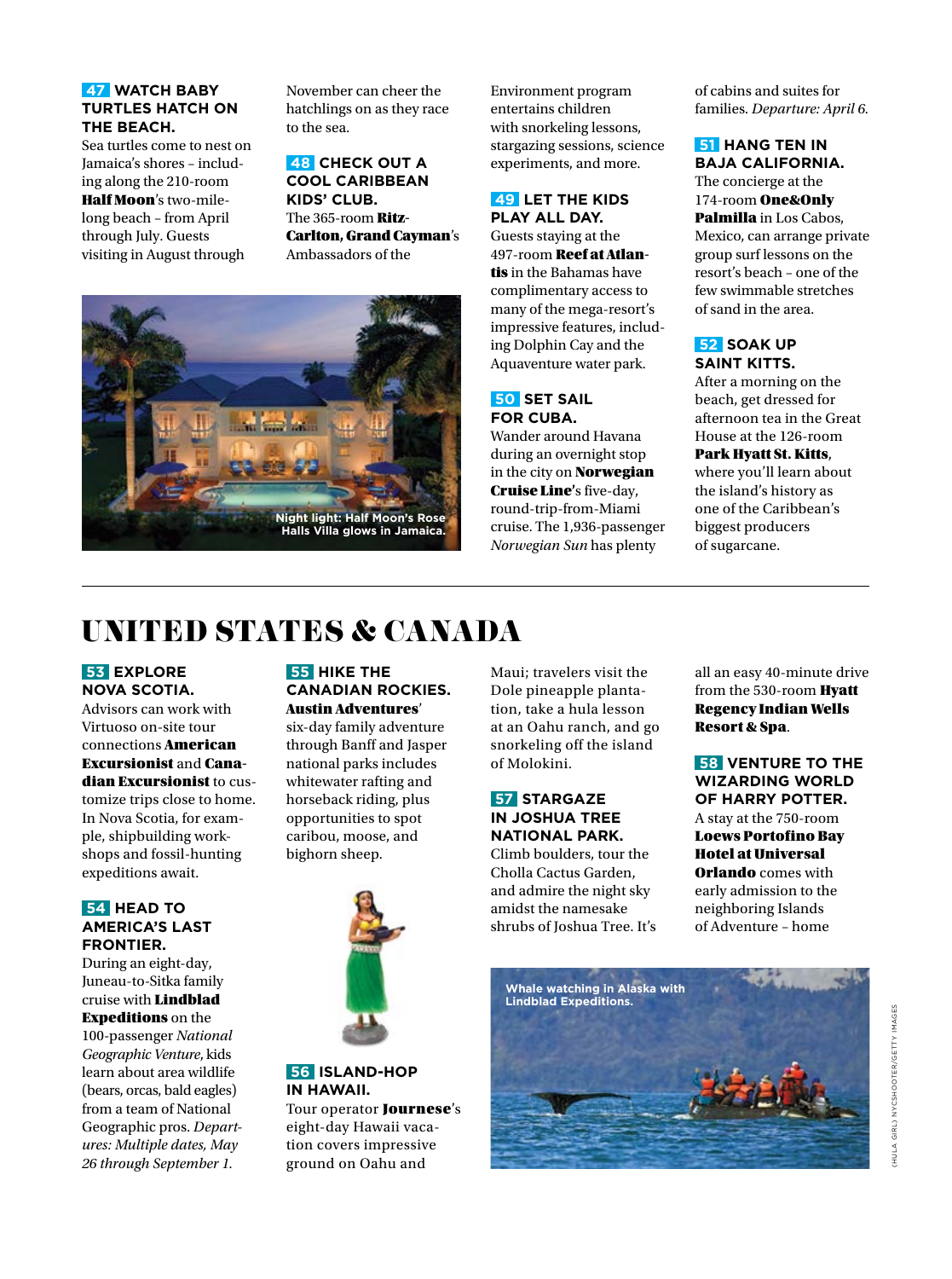### 47 WATCH BABY TURTLES HATCH ON THE BEACH.

Sea turtles come to nest on Jamaica's shores – including along the 210-room **Half Moon**'s two-mile-long beach – from April through July. Guests visiting in August through November can cheer the hatchlings on as they race to the sea.

### 48 CHECK OUT A COOL CARIBBEAN KIDS' CLUB.

The 365-room **Ritz-Carlton, Grand Cayman**'s Ambassadors of the Environment program entertains children with snorkeling lessons, stargazing sessions, science experiments, and more.

Night light: Half Moon's Rose Halls Villa glows in Jamaica.

### 49 LET THE KIDS PLAY ALL DAY.

Guests staying at the 497-room **Reef at Atlantis** in the Bahamas have complimentary access to many of the mega-resort's impressive features, including Dolphin Cay and the Aquaventure water park.

### 50 SET SAIL FOR CUBA.

Wander around Havana during an overnight stop in the city on **Norwegian Cruise Line**'s five-day, round-trip-from-Miami cruise. The 1,936-passenger *Norwegian Sun* has plenty of cabins and suites for families. *Departure: April 6.*

### 51 HANG TEN IN BAJA CALIFORNIA.

The concierge at the 174-room **One&Only Palmilla** in Los Cabos, Mexico, can arrange private group surf lessons on the resort's beach – one of the few swimmable stretches of sand in the area.

### 52 SOAK UP SAINT KITTS.

After a morning on the beach, get dressed for afternoon tea in the Great House at the 126-room **Park Hyatt St. Kitts**, where you'll learn about the island's history as one of the Caribbean's biggest producers of sugarcane.

# UNITED STATES & CANADA

### 53 EXPLORE NOVA SCOTIA.

Advisors can work with Virtuoso on-site tour connections **American Excursionist** and **Canadian Excursionist** to customize trips close to home. In Nova Scotia, for example, shipbuilding workshops and fossil-hunting expeditions await.

### 54 HEAD TO AMERICA'S LAST FRONTIER.

During an eight-day, Juneau-to-Sitka family cruise with **Lindblad Expeditions** on the 100-passenger *National Geographic Venture*, kids learn about area wildlife (bears, orcas, bald eagles) from a team of National Geographic pros. *Departures: Multiple dates, May 26 through September 1.*

### 55 HIKE THE CANADIAN ROCKIES.

**Austin Adventures**' six-day family adventure through Banff and Jasper national parks includes whitewater rafting and horseback riding, plus opportunities to spot caribou, moose, and bighorn sheep.

### 56 ISLAND-HOP IN HAWAII.

Tour operator **Journese**'s eight-day Hawaii vacation covers impressive ground on Oahu and Maui; travelers visit the Dole pineapple plantation, take a hula lesson at an Oahu ranch, and go snorkeling off the island of Molokini.

### 57 STARGAZE IN JOSHUA TREE NATIONAL PARK.

Climb boulders, tour the Cholla Cactus Garden, and admire the night sky amidst the namesake shrubs of Joshua Tree. It's all an easy 40-minute drive from the 530-room **Hyatt Regency Indian Wells Resort & Spa**.

### 58 VENTURE TO THE WIZARDING WORLD OF HARRY POTTER.

A stay at the 750-room **Loews Portofino Bay Hotel at Universal Orlando** comes with early admission to the neighboring Islands of Adventure – home

Whale watching in Alaska with Lindblad Expeditions.

(HULA GIRL) NYCSHOOTER/GETTY IMAGES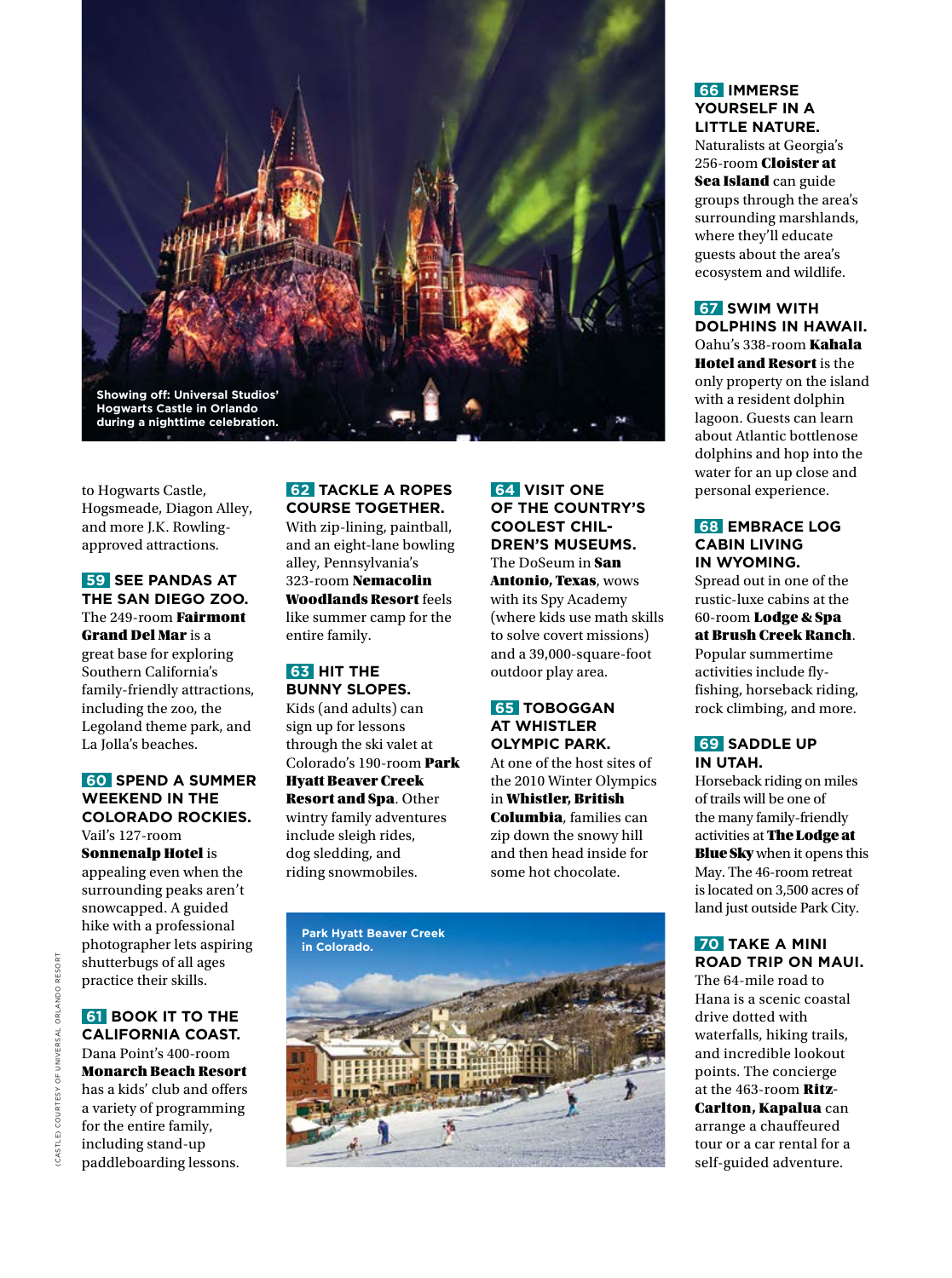Showing off: Universal Studios' Hogwarts Castle in Orlando during a nighttime celebration.

to Hogwarts Castle, Hogsmeade, Diagon Alley, and more J.K. Rowling-approved attractions.

### 59 SEE PANDAS AT THE SAN DIEGO ZOO.

The 249-room **Fairmont Grand Del Mar** is a great base for exploring Southern California's family-friendly attractions, including the zoo, the Legoland theme park, and La Jolla's beaches.

### 60 SPEND A SUMMER WEEKEND IN THE COLORADO ROCKIES.

Vail's 127-room **Sonnenalp Hotel** is appealing even when the surrounding peaks aren't snowcapped. A guided hike with a professional photographer lets aspiring shutterbugs of all ages practice their skills.

### 61 BOOK IT TO THE CALIFORNIA COAST.

Dana Point's 400-room **Monarch Beach Resort** has a kids' club and offers a variety of programming for the entire family, including stand-up paddleboarding lessons.

### 62 TACKLE A ROPES COURSE TOGETHER.

With zip-lining, paintball, and an eight-lane bowling alley, Pennsylvania's 323-room **Nemacolin Woodlands Resort** feels like summer camp for the entire family.

### 63 HIT THE BUNNY SLOPES.

Kids (and adults) can sign up for lessons through the ski valet at Colorado's 190-room **Park Hyatt Beaver Creek Resort and Spa**. Other wintry family adventures include sleigh rides, dog sledding, and riding snowmobiles.

Park Hyatt Beaver Creek in Colorado.

### 64 VISIT ONE OF THE COUNTRY'S COOLEST CHILDREN'S MUSEUMS.

The DoSeum in **San Antonio, Texas**, wows with its Spy Academy (where kids use math skills to solve covert missions) and a 39,000-square-foot outdoor play area.

### 65 TOBOGGAN AT WHISTLER OLYMPIC PARK.

At one of the host sites of the 2010 Winter Olympics in **Whistler, British Columbia**, families can zip down the snowy hill and then head inside for some hot chocolate.

### 66 IMMERSE YOURSELF IN A LITTLE NATURE.

Naturalists at Georgia's 256-room **Cloister at Sea Island** can guide groups through the surrounding marshlands, where they'll educate guests about the area's ecosystem and wildlife.

### 67 SWIM WITH DOLPHINS IN HAWAII.

Oahu's 338-room **Kahala Hotel and Resort** is the only property on the island with a resident dolphin lagoon. Guests can learn about Atlantic bottlenose dolphins and hop into the water for an up close and personal experience.

### 68 EMBRACE LOG CABIN LIVING IN WYOMING.

Spread out in one of the rustic-luxe cabins at the 60-room **Lodge & Spa at Brush Creek Ranch**. Popular summertime activities include fly-fishing, horseback riding, rock climbing, and more.

### 69 SADDLE UP IN UTAH.

Horseback riding on miles of trails will be one of the many family-friendly activities at **The Lodge at Blue Sky** when it opens this May. The 46-room retreat is located on 3,500 acres of land just outside Park City.

### 70 TAKE A MINI ROAD TRIP ON MAUI.

The 64-mile road to Hana is a scenic coastal drive dotted with waterfalls, hiking trails, and incredible lookout points. The concierge at the 463-room **Ritz-Carlton, Kapalua** can arrange a chauffeured tour or a car rental for a self-guided adventure.

(CASTLE) COURTESY OF UNIVERSAL ORLANDO RESORT